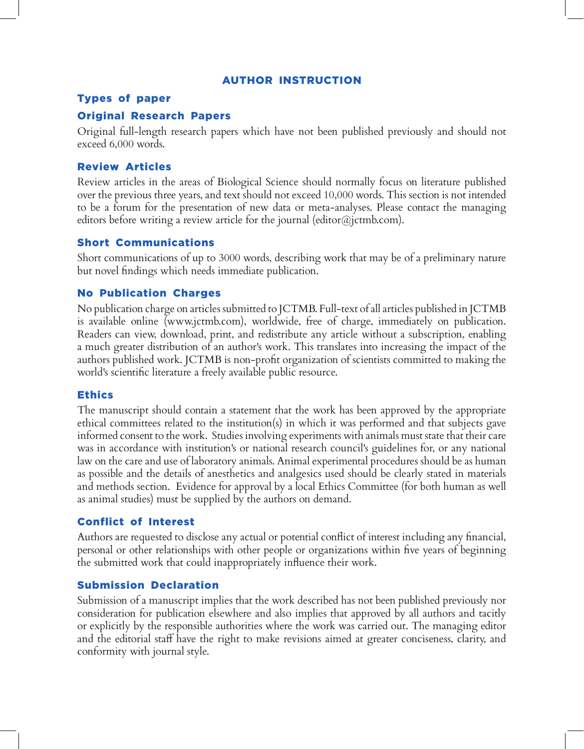# AUTHOR INSTRUCTION

## Types of paper

### Original Research Papers

Original full-length research papers which have not been published previously and should not exceed 6,000 words.

### Review Articles

Review articles in the areas of Biological Science should normally focus on literature published over the previous three years, and text should not exceed 10,000 words. This section is not intended to be a forum for the presentation of new data or meta-analyses. Please contact the managing editors before writing a review article for the journal (editor@jctmb.com).

### Short Communications

Short communications of up to 3000 words, describing work that may be of a preliminary nature but novel findings which needs immediate publication.

### No Publication Charges

No publication charge on articles submitted to JCTMB. Full-text of all articles published in JCTMB is available online (www.jctmb.com), worldwide, free of charge, immediately on publication. Readers can view, download, print, and redistribute any article without a subscription, enabling a much greater distribution of an author's work. This translates into increasing the impact of the authors published work. JCTMB is non-profit organization of scientists committed to making the world's scientific literature a freely available public resource.

### Ethics

The manuscript should contain a statement that the work has been approved by the appropriate ethical committees related to the institution(s) in which it was performed and that subjects gave informed consent to the work. Studies involving experiments with animals must state that their care was in accordance with institution's or national research council's guidelines for, or any national law on the care and use of laboratory animals. Animal experimental procedures should be as human as possible and the details of anesthetics and analgesics used should be clearly stated in materials and methods section. Evidence for approval by a local Ethics Committee (for both human as well as animal studies) must be supplied by the authors on demand.

### Conflict of Interest

Authors are requested to disclose any actual or potential conflict of interest including any financial, personal or other relationships with other people or organizations within five years of beginning the submitted work that could inappropriately influence their work.

### Submission Declaration

Submission of a manuscript implies that the work described has not been published previously nor consideration for publication elsewhere and also implies that approved by all authors and tacitly or explicitly by the responsible authorities where the work was carried out. The managing editor and the editorial staff have the right to make revisions aimed at greater conciseness, clarity, and conformity with journal style.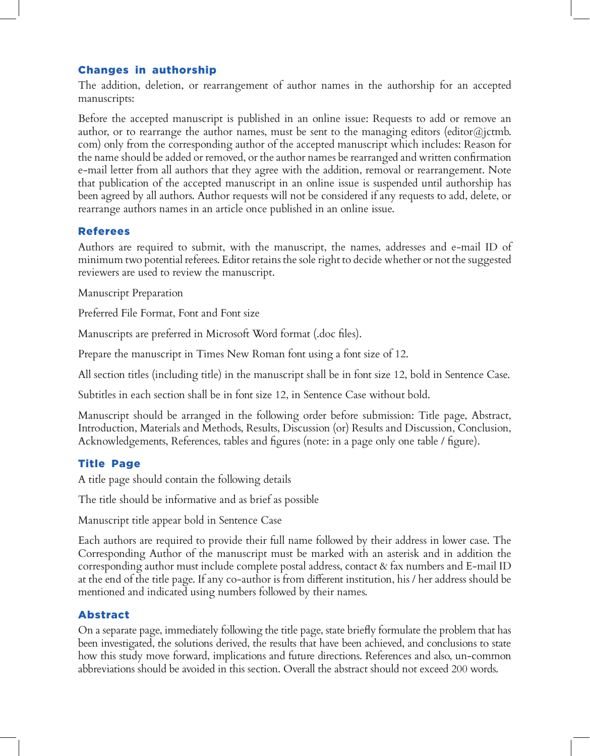## Changes in authorship

The addition, deletion, or rearrangement of author names in the authorship for an accepted manuscripts:

Before the accepted manuscript is published in an online issue: Requests to add or remove an author, or to rearrange the author names, must be sent to the managing editors (editor@jctmb.com) only from the corresponding author of the accepted manuscript which includes: Reason for the name should be added or removed, or the author names be rearranged and written confirmation e-mail letter from all authors that they agree with the addition, removal or rearrangement. Note that publication of the accepted manuscript in an online issue is suspended until authorship has been agreed by all authors. Author requests will not be considered if any requests to add, delete, or rearrange authors names in an article once published in an online issue.

## Referees

Authors are required to submit, with the manuscript, the names, addresses and e-mail ID of minimum two potential referees. Editor retains the sole right to decide whether or not the suggested reviewers are used to review the manuscript.

Manuscript Preparation

Preferred File Format, Font and Font size

Manuscripts are preferred in Microsoft Word format (.doc files).

Prepare the manuscript in Times New Roman font using a font size of 12.

All section titles (including title) in the manuscript shall be in font size 12, bold in Sentence Case.

Subtitles in each section shall be in font size 12, in Sentence Case without bold.

Manuscript should be arranged in the following order before submission: Title page, Abstract, Introduction, Materials and Methods, Results, Discussion (or) Results and Discussion, Conclusion, Acknowledgements, References, tables and figures (note: in a page only one table / figure).

## Title Page

A title page should contain the following details

The title should be informative and as brief as possible

Manuscript title appear bold in Sentence Case

Each authors are required to provide their full name followed by their address in lower case. The Corresponding Author of the manuscript must be marked with an asterisk and in addition the corresponding author must include complete postal address, contact & fax numbers and E-mail ID at the end of the title page. If any co-author is from different institution, his / her address should be mentioned and indicated using numbers followed by their names.

## Abstract

On a separate page, immediately following the title page, state briefly formulate the problem that has been investigated, the solutions derived, the results that have been achieved, and conclusions to state how this study move forward, implications and future directions. References and also, un-common abbreviations should be avoided in this section. Overall the abstract should not exceed 200 words.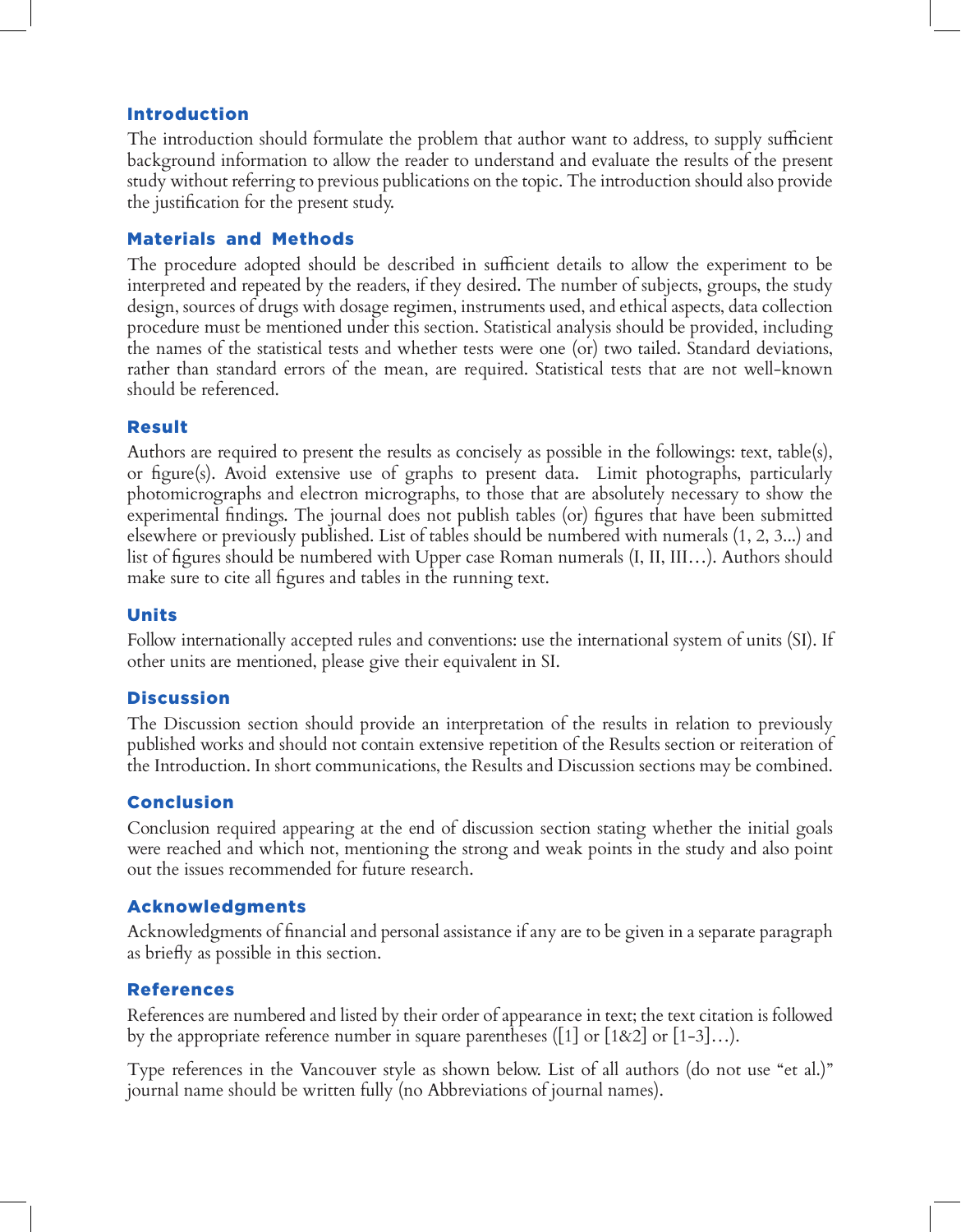## Introduction

The introduction should formulate the problem that author want to address, to supply sufficient background information to allow the reader to understand and evaluate the results of the present study without referring to previous publications on the topic. The introduction should also provide the justification for the present study.

## Materials and Methods

The procedure adopted should be described in sufficient details to allow the experiment to be interpreted and repeated by the readers, if they desired. The number of subjects, groups, the study design, sources of drugs with dosage regimen, instruments used, and ethical aspects, data collection procedure must be mentioned under this section. Statistical analysis should be provided, including the names of the statistical tests and whether tests were one (or) two tailed. Standard deviations, rather than standard errors of the mean, are required. Statistical tests that are not well-known should be referenced.

## Result

Authors are required to present the results as concisely as possible in the followings: text, table(s), or figure(s). Avoid extensive use of graphs to present data. Limit photographs, particularly photomicrographs and electron micrographs, to those that are absolutely necessary to show the experimental findings. The journal does not publish tables (or) figures that have been submitted elsewhere or previously published. List of tables should be numbered with numerals (1, 2, 3...) and list of figures should be numbered with Upper case Roman numerals (I, II, III…). Authors should make sure to cite all figures and tables in the running text.

## Units

Follow internationally accepted rules and conventions: use the international system of units (SI). If other units are mentioned, please give their equivalent in SI.

## Discussion

The Discussion section should provide an interpretation of the results in relation to previously published works and should not contain extensive repetition of the Results section or reiteration of the Introduction. In short communications, the Results and Discussion sections may be combined.

## Conclusion

Conclusion required appearing at the end of discussion section stating whether the initial goals were reached and which not, mentioning the strong and weak points in the study and also point out the issues recommended for future research.

## Acknowledgments

Acknowledgments of financial and personal assistance if any are to be given in a separate paragraph as briefly as possible in this section.

## References

References are numbered and listed by their order of appearance in text; the text citation is followed by the appropriate reference number in square parentheses ([1] or [1&2] or [1-3]…).

Type references in the Vancouver style as shown below. List of all authors (do not use "et al.)" journal name should be written fully (no Abbreviations of journal names).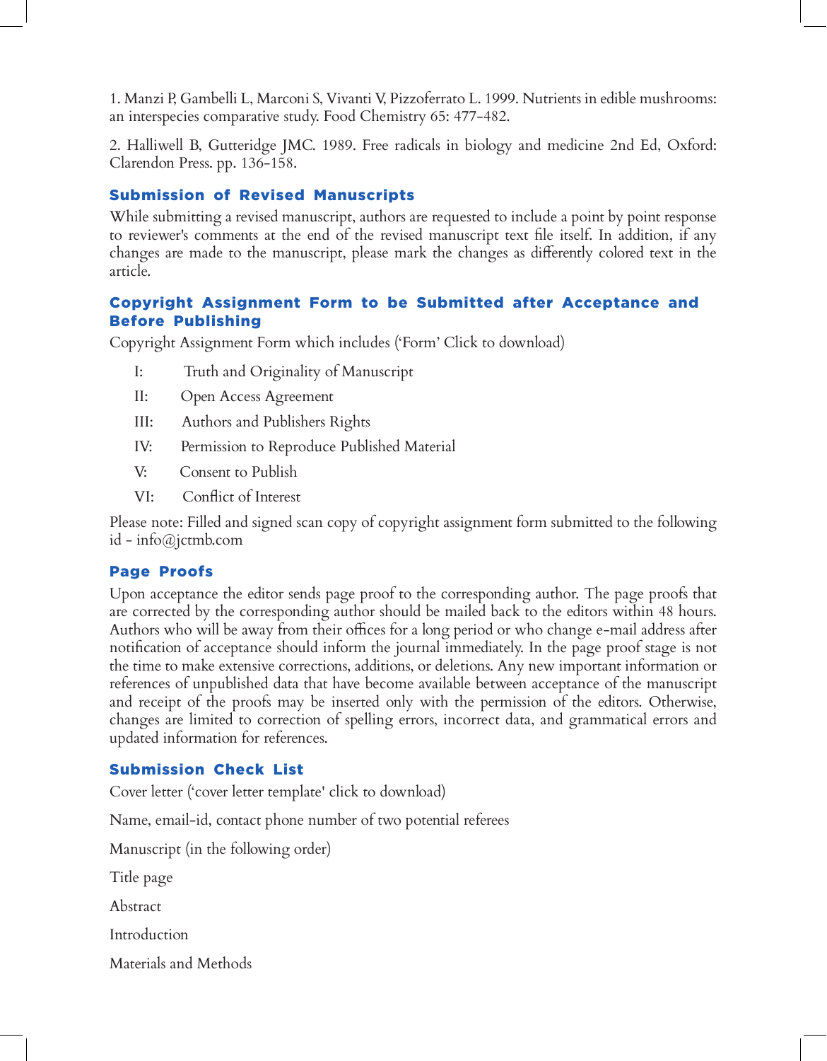1. Manzi P, Gambelli L, Marconi S, Vivanti V, Pizzoferrato L. 1999. Nutrients in edible mushrooms: an interspecies comparative study. Food Chemistry 65: 477-482.

2. Halliwell B, Gutteridge JMC. 1989. Free radicals in biology and medicine 2nd Ed, Oxford: Clarendon Press. pp. 136-158.

## Submission of Revised Manuscripts

While submitting a revised manuscript, authors are requested to include a point by point response to reviewer's comments at the end of the revised manuscript text file itself. In addition, if any changes are made to the manuscript, please mark the changes as differently colored text in the article.

## Copyright Assignment Form to be Submitted after Acceptance and Before Publishing

Copyright Assignment Form which includes ('Form' Click to download)

I: Truth and Originality of Manuscript

II: Open Access Agreement

III: Authors and Publishers Rights

IV: Permission to Reproduce Published Material

V: Consent to Publish

VI: Conflict of Interest

Please note: Filled and signed scan copy of copyright assignment form submitted to the following id - info@jctmb.com

## Page Proofs

Upon acceptance the editor sends page proof to the corresponding author. The page proofs that are corrected by the corresponding author should be mailed back to the editors within 48 hours. Authors who will be away from their offices for a long period or who change e-mail address after notification of acceptance should inform the journal immediately. In the page proof stage is not the time to make extensive corrections, additions, or deletions. Any new important information or references of unpublished data that have become available between acceptance of the manuscript and receipt of the proofs may be inserted only with the permission of the editors. Otherwise, changes are limited to correction of spelling errors, incorrect data, and grammatical errors and updated information for references.

## Submission Check List

Cover letter ('cover letter template' click to download)

Name, email-id, contact phone number of two potential referees

Manuscript (in the following order)

Title page

Abstract

Introduction

Materials and Methods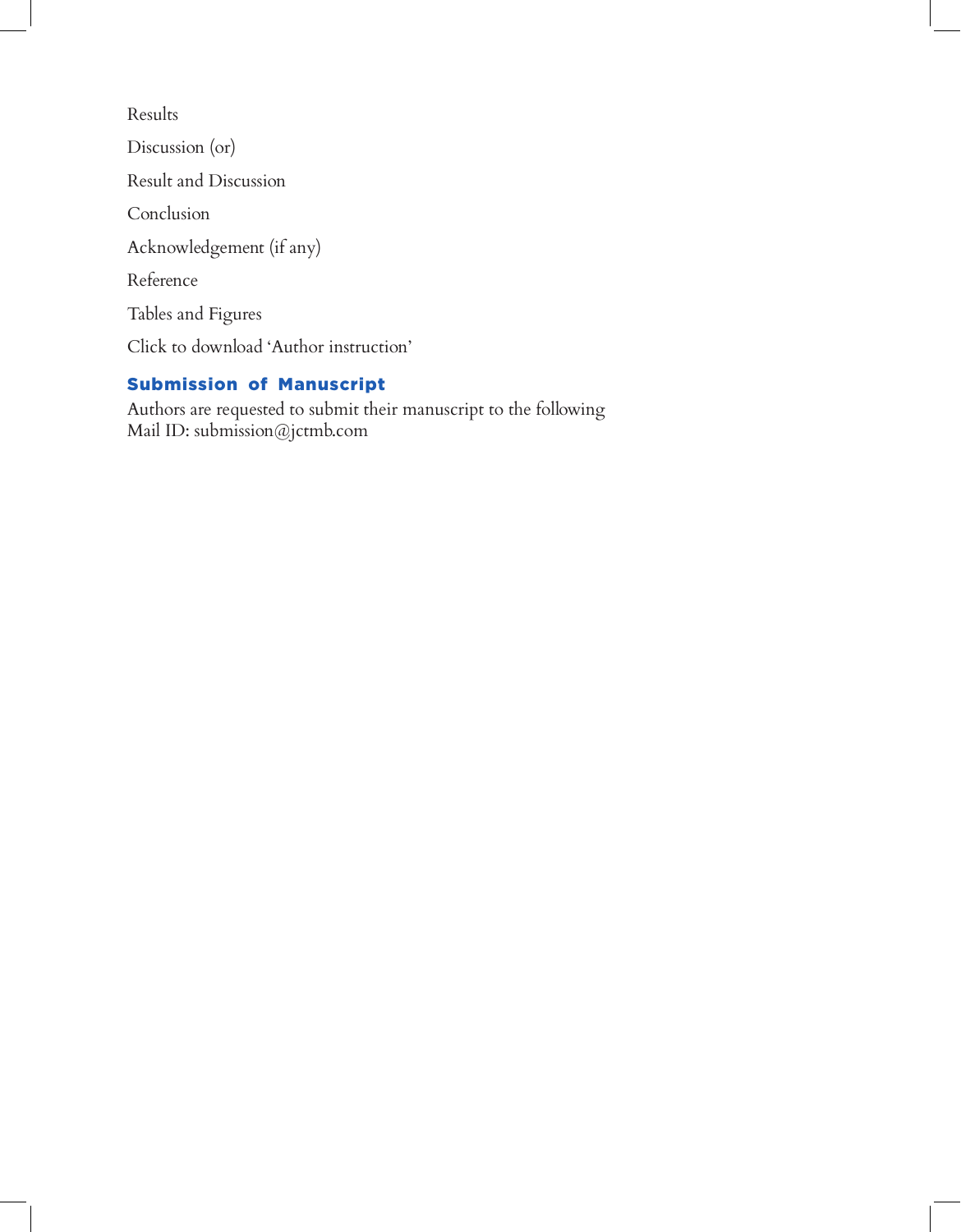Results

Discussion (or)

Result and Discussion

Conclusion

Acknowledgement (if any)

Reference

Tables and Figures

Click to download 'Author instruction'

## Submission of Manuscript

Authors are requested to submit their manuscript to the following Mail ID: submission@jctmb.com